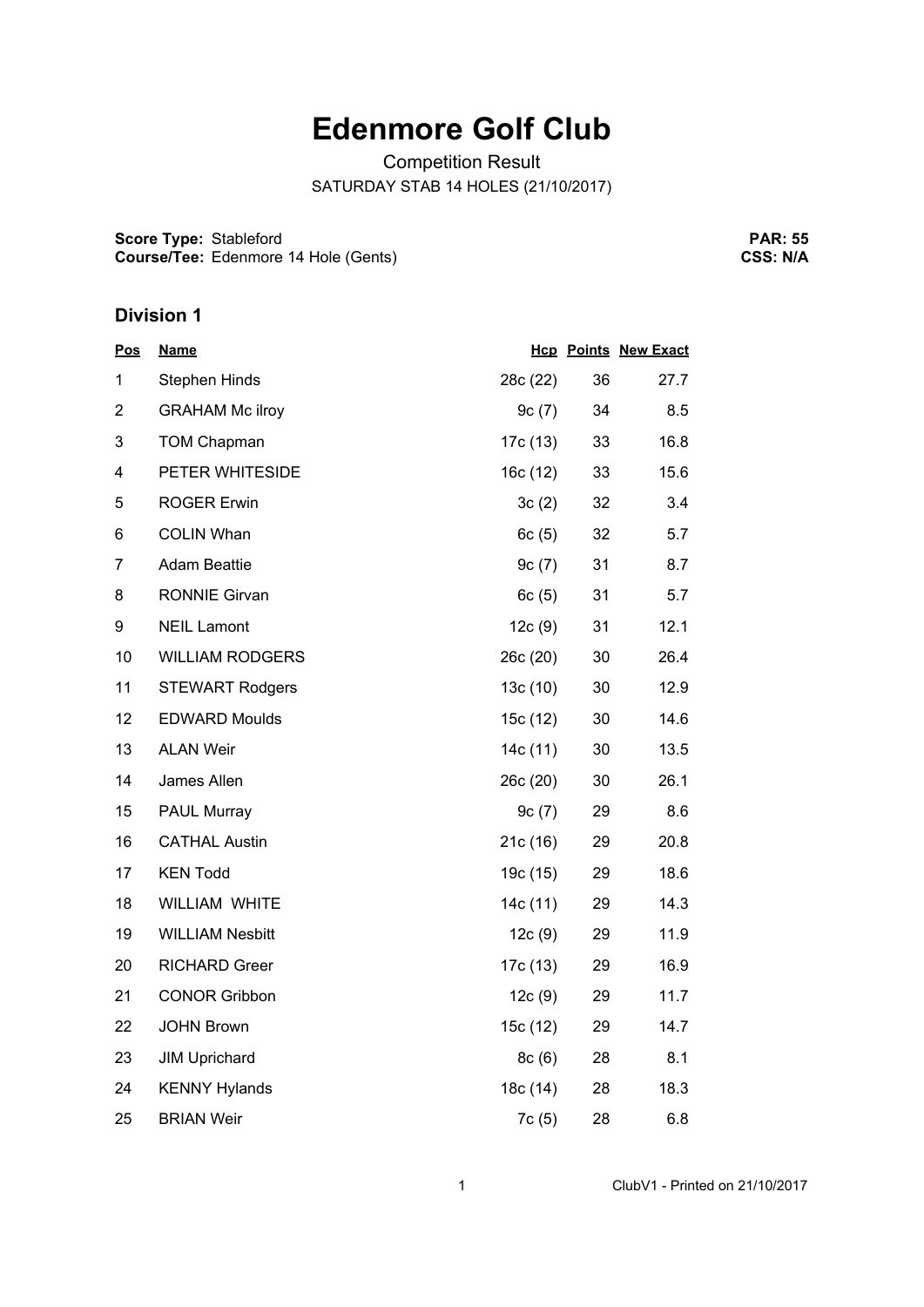# Edenmore Golf Club

Competition Result

SATURDAY STAB 14 HOLES (21/10/2017)

**Score Type:** Stableford
**Course/Tee:** Edenmore 14 Hole (Gents)

**PAR: 55**
**CSS: N/A**

## Division 1

| Pos | Name | Hcp | Points | New Exact |
|---|---|---|---|---|
| 1 | Stephen Hinds | 28c (22) | 36 | 27.7 |
| 2 | GRAHAM Mc ilroy | 9c (7) | 34 | 8.5 |
| 3 | TOM Chapman | 17c (13) | 33 | 16.8 |
| 4 | PETER WHITESIDE | 16c (12) | 33 | 15.6 |
| 5 | ROGER Erwin | 3c (2) | 32 | 3.4 |
| 6 | COLIN Whan | 6c (5) | 32 | 5.7 |
| 7 | Adam Beattie | 9c (7) | 31 | 8.7 |
| 8 | RONNIE Girvan | 6c (5) | 31 | 5.7 |
| 9 | NEIL Lamont | 12c (9) | 31 | 12.1 |
| 10 | WILLIAM RODGERS | 26c (20) | 30 | 26.4 |
| 11 | STEWART Rodgers | 13c (10) | 30 | 12.9 |
| 12 | EDWARD Moulds | 15c (12) | 30 | 14.6 |
| 13 | ALAN Weir | 14c (11) | 30 | 13.5 |
| 14 | James Allen | 26c (20) | 30 | 26.1 |
| 15 | PAUL Murray | 9c (7) | 29 | 8.6 |
| 16 | CATHAL Austin | 21c (16) | 29 | 20.8 |
| 17 | KEN Todd | 19c (15) | 29 | 18.6 |
| 18 | WILLIAM WHITE | 14c (11) | 29 | 14.3 |
| 19 | WILLIAM Nesbitt | 12c (9) | 29 | 11.9 |
| 20 | RICHARD Greer | 17c (13) | 29 | 16.9 |
| 21 | CONOR Gribbon | 12c (9) | 29 | 11.7 |
| 22 | JOHN Brown | 15c (12) | 29 | 14.7 |
| 23 | JIM Uprichard | 8c (6) | 28 | 8.1 |
| 24 | KENNY Hylands | 18c (14) | 28 | 18.3 |
| 25 | BRIAN Weir | 7c (5) | 28 | 6.8 |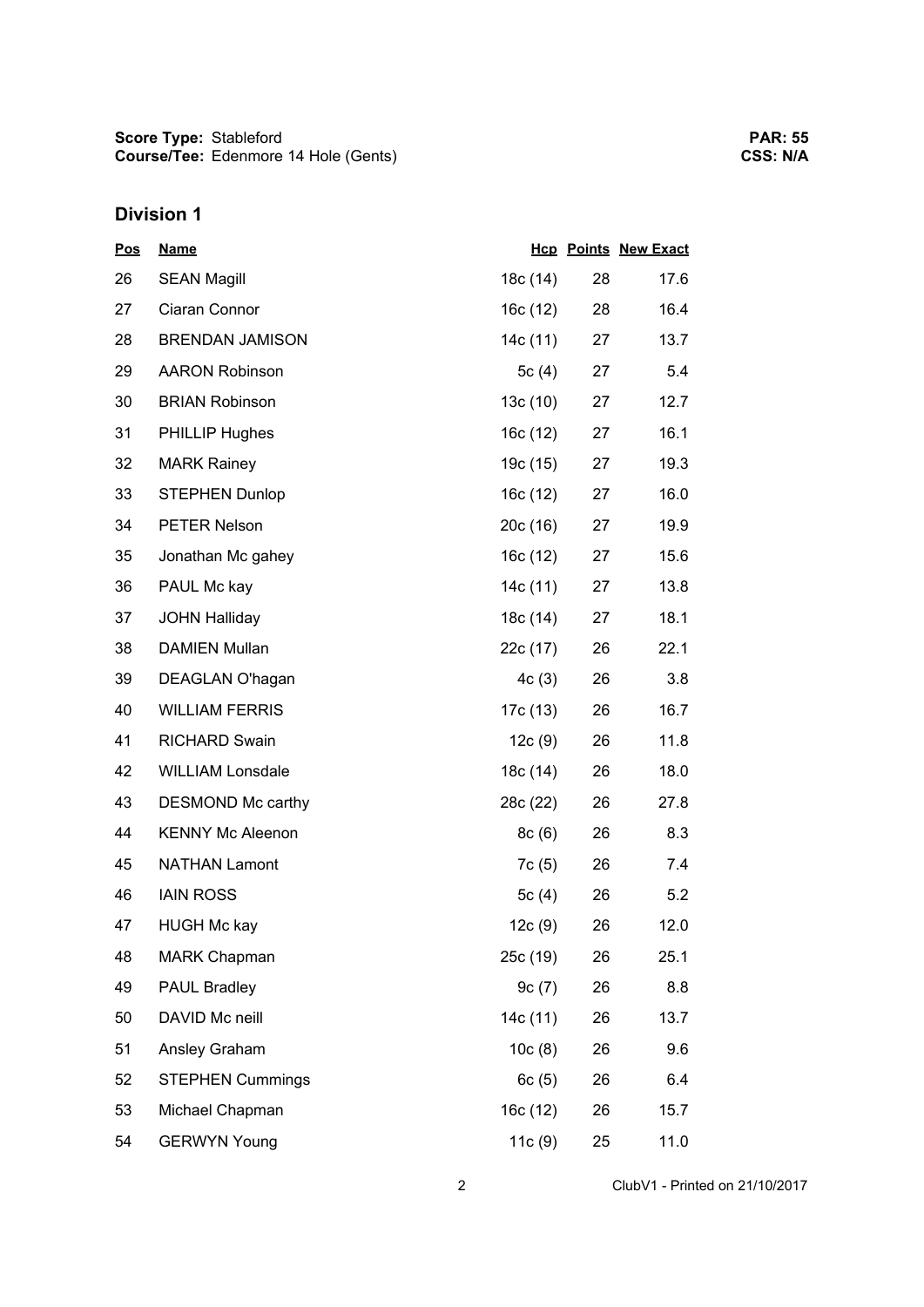**Score Type:** Stableford
**Course/Tee:** Edenmore 14 Hole (Gents)

**PAR: 55**
**CSS: N/A**

## Division 1

| Pos | Name | Hcp | Points | New Exact |
| --- | --- | --- | --- | --- |
| 26 | SEAN Magill | 18c (14) | 28 | 17.6 |
| 27 | Ciaran Connor | 16c (12) | 28 | 16.4 |
| 28 | BRENDAN JAMISON | 14c (11) | 27 | 13.7 |
| 29 | AARON Robinson | 5c (4) | 27 | 5.4 |
| 30 | BRIAN Robinson | 13c (10) | 27 | 12.7 |
| 31 | PHILLIP Hughes | 16c (12) | 27 | 16.1 |
| 32 | MARK Rainey | 19c (15) | 27 | 19.3 |
| 33 | STEPHEN Dunlop | 16c (12) | 27 | 16.0 |
| 34 | PETER Nelson | 20c (16) | 27 | 19.9 |
| 35 | Jonathan Mc gahey | 16c (12) | 27 | 15.6 |
| 36 | PAUL Mc kay | 14c (11) | 27 | 13.8 |
| 37 | JOHN Halliday | 18c (14) | 27 | 18.1 |
| 38 | DAMIEN Mullan | 22c (17) | 26 | 22.1 |
| 39 | DEAGLAN O'hagan | 4c (3) | 26 | 3.8 |
| 40 | WILLIAM FERRIS | 17c (13) | 26 | 16.7 |
| 41 | RICHARD Swain | 12c (9) | 26 | 11.8 |
| 42 | WILLIAM Lonsdale | 18c (14) | 26 | 18.0 |
| 43 | DESMOND Mc carthy | 28c (22) | 26 | 27.8 |
| 44 | KENNY Mc Aleenon | 8c (6) | 26 | 8.3 |
| 45 | NATHAN Lamont | 7c (5) | 26 | 7.4 |
| 46 | IAIN ROSS | 5c (4) | 26 | 5.2 |
| 47 | HUGH Mc kay | 12c (9) | 26 | 12.0 |
| 48 | MARK Chapman | 25c (19) | 26 | 25.1 |
| 49 | PAUL Bradley | 9c (7) | 26 | 8.8 |
| 50 | DAVID Mc neill | 14c (11) | 26 | 13.7 |
| 51 | Ansley Graham | 10c (8) | 26 | 9.6 |
| 52 | STEPHEN Cummings | 6c (5) | 26 | 6.4 |
| 53 | Michael Chapman | 16c (12) | 26 | 15.7 |
| 54 | GERWYN Young | 11c (9) | 25 | 11.0 |

ClubV1 - Printed on 21/10/2017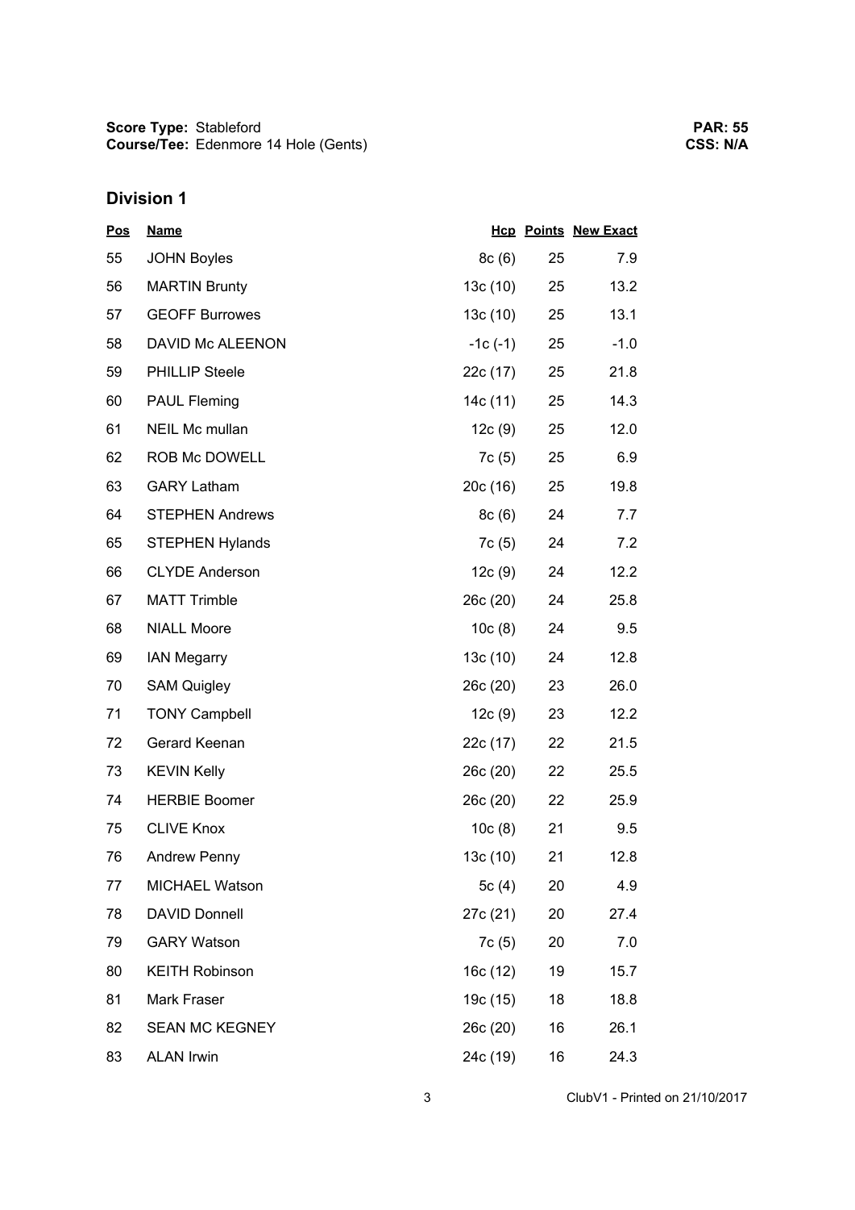**Score Type:** Stableford
**Course/Tee:** Edenmore 14 Hole (Gents)

**PAR: 55**
**CSS: N/A**

## Division 1

| Pos | Name | Hcp | Points | New Exact |
|---|---|---|---|---|
| 55 | JOHN Boyles | 8c (6) | 25 | 7.9 |
| 56 | MARTIN Brunty | 13c (10) | 25 | 13.2 |
| 57 | GEOFF Burrowes | 13c (10) | 25 | 13.1 |
| 58 | DAVID Mc ALEENON | -1c (-1) | 25 | -1.0 |
| 59 | PHILLIP Steele | 22c (17) | 25 | 21.8 |
| 60 | PAUL Fleming | 14c (11) | 25 | 14.3 |
| 61 | NEIL Mc mullan | 12c (9) | 25 | 12.0 |
| 62 | ROB Mc DOWELL | 7c (5) | 25 | 6.9 |
| 63 | GARY Latham | 20c (16) | 25 | 19.8 |
| 64 | STEPHEN Andrews | 8c (6) | 24 | 7.7 |
| 65 | STEPHEN Hylands | 7c (5) | 24 | 7.2 |
| 66 | CLYDE Anderson | 12c (9) | 24 | 12.2 |
| 67 | MATT Trimble | 26c (20) | 24 | 25.8 |
| 68 | NIALL Moore | 10c (8) | 24 | 9.5 |
| 69 | IAN Megarry | 13c (10) | 24 | 12.8 |
| 70 | SAM Quigley | 26c (20) | 23 | 26.0 |
| 71 | TONY Campbell | 12c (9) | 23 | 12.2 |
| 72 | Gerard Keenan | 22c (17) | 22 | 21.5 |
| 73 | KEVIN Kelly | 26c (20) | 22 | 25.5 |
| 74 | HERBIE Boomer | 26c (20) | 22 | 25.9 |
| 75 | CLIVE Knox | 10c (8) | 21 | 9.5 |
| 76 | Andrew Penny | 13c (10) | 21 | 12.8 |
| 77 | MICHAEL Watson | 5c (4) | 20 | 4.9 |
| 78 | DAVID Donnell | 27c (21) | 20 | 27.4 |
| 79 | GARY Watson | 7c (5) | 20 | 7.0 |
| 80 | KEITH Robinson | 16c (12) | 19 | 15.7 |
| 81 | Mark Fraser | 19c (15) | 18 | 18.8 |
| 82 | SEAN MC KEGNEY | 26c (20) | 16 | 26.1 |
| 83 | ALAN Irwin | 24c (19) | 16 | 24.3 |

ClubV1 - Printed on 21/10/2017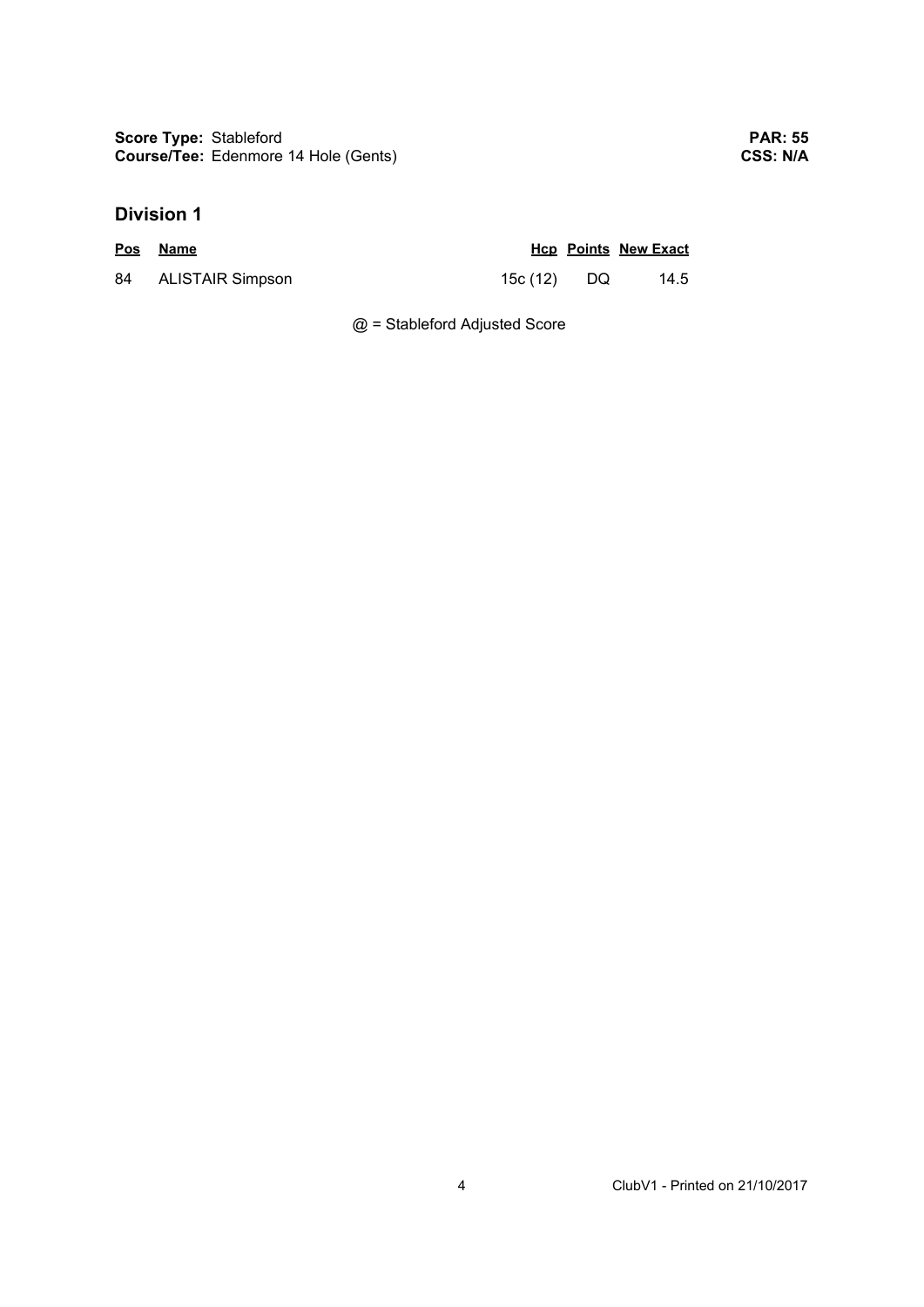**Score Type:** Stableford
**Course/Tee:** Edenmore 14 Hole (Gents)

**PAR: 55**
**CSS: N/A**

## Division 1

| Pos | Name | Hcp | Points | New Exact |
| --- | --- | --- | --- | --- |
| 84 | ALISTAIR Simpson | 15c (12) | DQ | 14.5 |

@ = Stableford Adjusted Score

ClubV1 - Printed on 21/10/2017